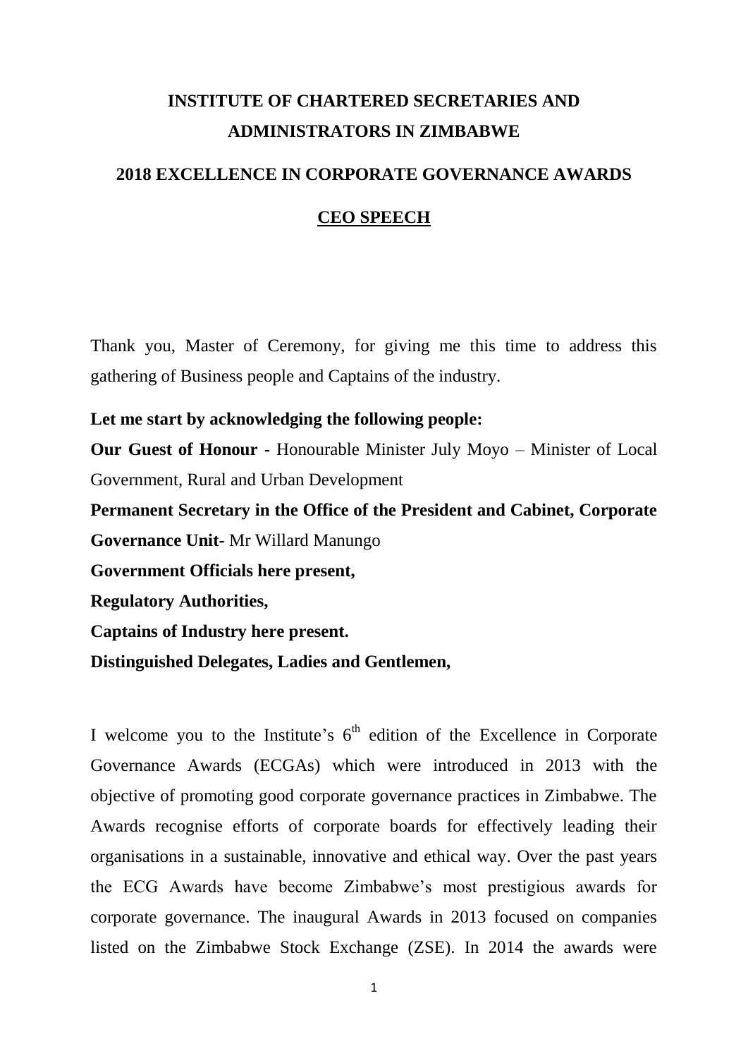# INSTITUTE OF CHARTERED SECRETARIES AND ADMINISTRATORS IN ZIMBABWE

## 2018 EXCELLENCE IN CORPORATE GOVERNANCE AWARDS

### CEO SPEECH

Thank you, Master of Ceremony, for giving me this time to address this gathering of Business people and Captains of the industry.

**Let me start by acknowledging the following people:**

**Our Guest of Honour -** Honourable Minister July Moyo – Minister of Local Government, Rural and Urban Development

**Permanent Secretary in the Office of the President and Cabinet, Corporate Governance Unit**- Mr Willard Manungo

**Government Officials here present,**

**Regulatory Authorities,**

**Captains of Industry here present.**

**Distinguished Delegates, Ladies and Gentlemen,**

I welcome you to the Institute's 6th edition of the Excellence in Corporate Governance Awards (ECGAs) which were introduced in 2013 with the objective of promoting good corporate governance practices in Zimbabwe. The Awards recognise efforts of corporate boards for effectively leading their organisations in a sustainable, innovative and ethical way. Over the past years the ECG Awards have become Zimbabwe's most prestigious awards for corporate governance. The inaugural Awards in 2013 focused on companies listed on the Zimbabwe Stock Exchange (ZSE). In 2014 the awards were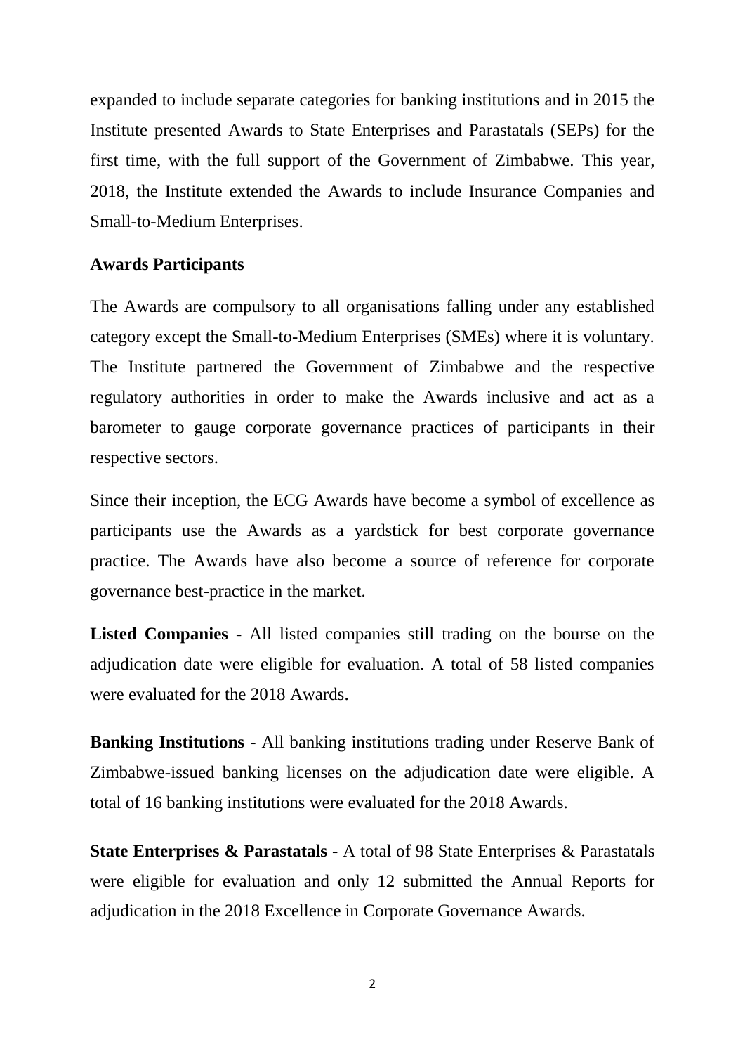expanded to include separate categories for banking institutions and in 2015 the Institute presented Awards to State Enterprises and Parastatals (SEPs) for the first time, with the full support of the Government of Zimbabwe. This year, 2018, the Institute extended the Awards to include Insurance Companies and Small-to-Medium Enterprises.

**Awards Participants**

The Awards are compulsory to all organisations falling under any established category except the Small-to-Medium Enterprises (SMEs) where it is voluntary. The Institute partnered the Government of Zimbabwe and the respective regulatory authorities in order to make the Awards inclusive and act as a barometer to gauge corporate governance practices of participants in their respective sectors.

Since their inception, the ECG Awards have become a symbol of excellence as participants use the Awards as a yardstick for best corporate governance practice. The Awards have also become a source of reference for corporate governance best-practice in the market.

**Listed Companies -** All listed companies still trading on the bourse on the adjudication date were eligible for evaluation. A total of 58 listed companies were evaluated for the 2018 Awards.

**Banking Institutions** - All banking institutions trading under Reserve Bank of Zimbabwe-issued banking licenses on the adjudication date were eligible. A total of 16 banking institutions were evaluated for the 2018 Awards.

**State Enterprises & Parastatals** - A total of 98 State Enterprises & Parastatals were eligible for evaluation and only 12 submitted the Annual Reports for adjudication in the 2018 Excellence in Corporate Governance Awards.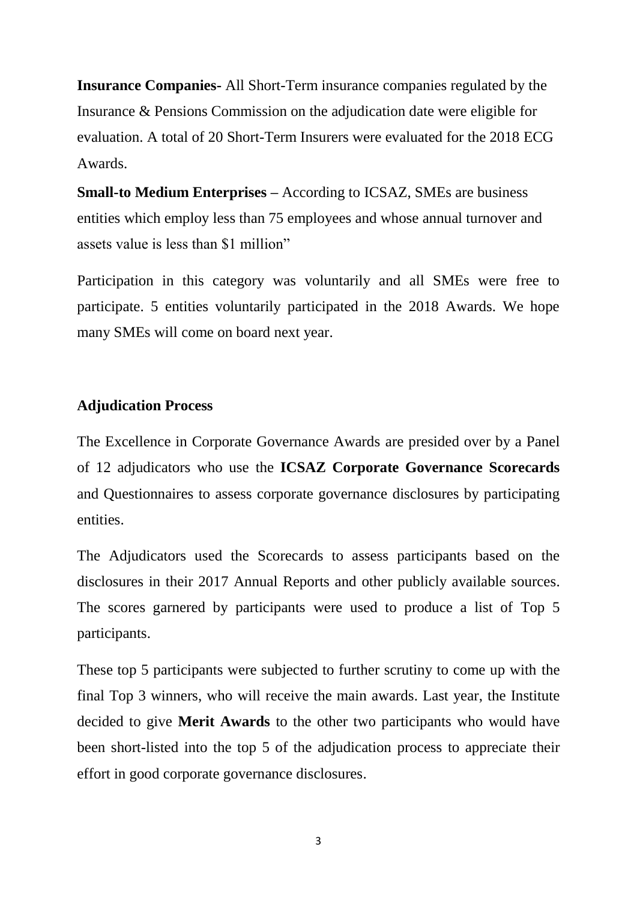**Insurance Companies**- All Short-Term insurance companies regulated by the Insurance & Pensions Commission on the adjudication date were eligible for evaluation. A total of 20 Short-Term Insurers were evaluated for the 2018 ECG Awards.

**Small-to Medium Enterprises –** According to ICSAZ, SMEs are business entities which employ less than 75 employees and whose annual turnover and assets value is less than $1 million"

Participation in this category was voluntarily and all SMEs were free to participate. 5 entities voluntarily participated in the 2018 Awards. We hope many SMEs will come on board next year.

**Adjudication Process**

The Excellence in Corporate Governance Awards are presided over by a Panel of 12 adjudicators who use the **ICSAZ Corporate Governance Scorecards** and Questionnaires to assess corporate governance disclosures by participating entities.

The Adjudicators used the Scorecards to assess participants based on the disclosures in their 2017 Annual Reports and other publicly available sources. The scores garnered by participants were used to produce a list of Top 5 participants.

These top 5 participants were subjected to further scrutiny to come up with the final Top 3 winners, who will receive the main awards. Last year, the Institute decided to give **Merit Awards** to the other two participants who would have been short-listed into the top 5 of the adjudication process to appreciate their effort in good corporate governance disclosures.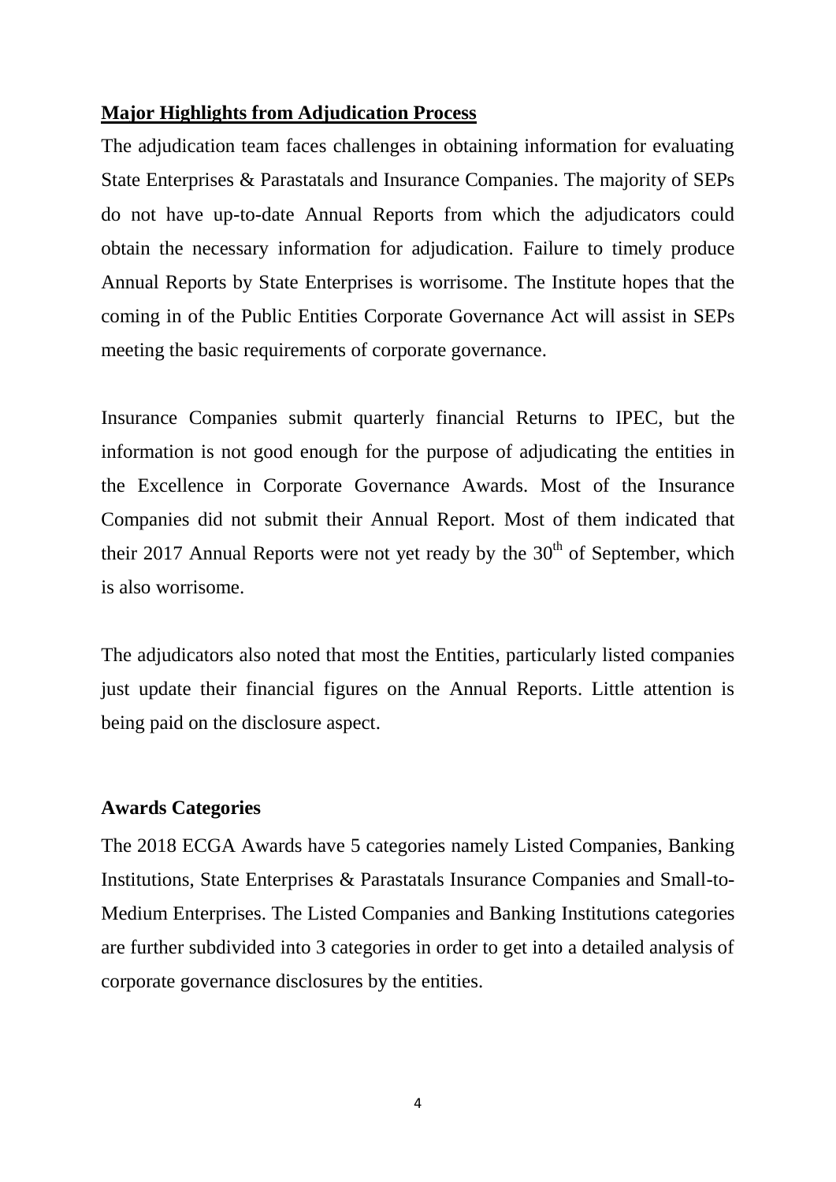## Major Highlights from Adjudication Process

The adjudication team faces challenges in obtaining information for evaluating State Enterprises & Parastatals and Insurance Companies. The majority of SEPs do not have up-to-date Annual Reports from which the adjudicators could obtain the necessary information for adjudication. Failure to timely produce Annual Reports by State Enterprises is worrisome. The Institute hopes that the coming in of the Public Entities Corporate Governance Act will assist in SEPs meeting the basic requirements of corporate governance.

Insurance Companies submit quarterly financial Returns to IPEC, but the information is not good enough for the purpose of adjudicating the entities in the Excellence in Corporate Governance Awards. Most of the Insurance Companies did not submit their Annual Report. Most of them indicated that their 2017 Annual Reports were not yet ready by the 30th of September, which is also worrisome.

The adjudicators also noted that most the Entities, particularly listed companies just update their financial figures on the Annual Reports. Little attention is being paid on the disclosure aspect.

### Awards Categories

The 2018 ECGA Awards have 5 categories namely Listed Companies, Banking Institutions, State Enterprises & Parastatals Insurance Companies and Small-to-Medium Enterprises. The Listed Companies and Banking Institutions categories are further subdivided into 3 categories in order to get into a detailed analysis of corporate governance disclosures by the entities.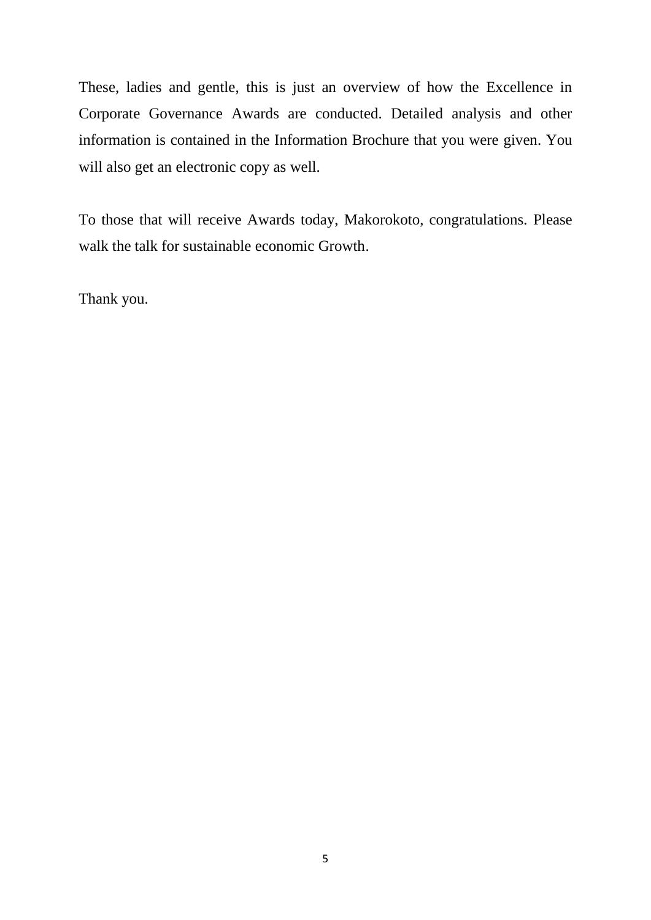These, ladies and gentle, this is just an overview of how the Excellence in Corporate Governance Awards are conducted. Detailed analysis and other information is contained in the Information Brochure that you were given. You will also get an electronic copy as well.

To those that will receive Awards today, Makorokoto, congratulations. Please walk the talk for sustainable economic Growth.

Thank you.